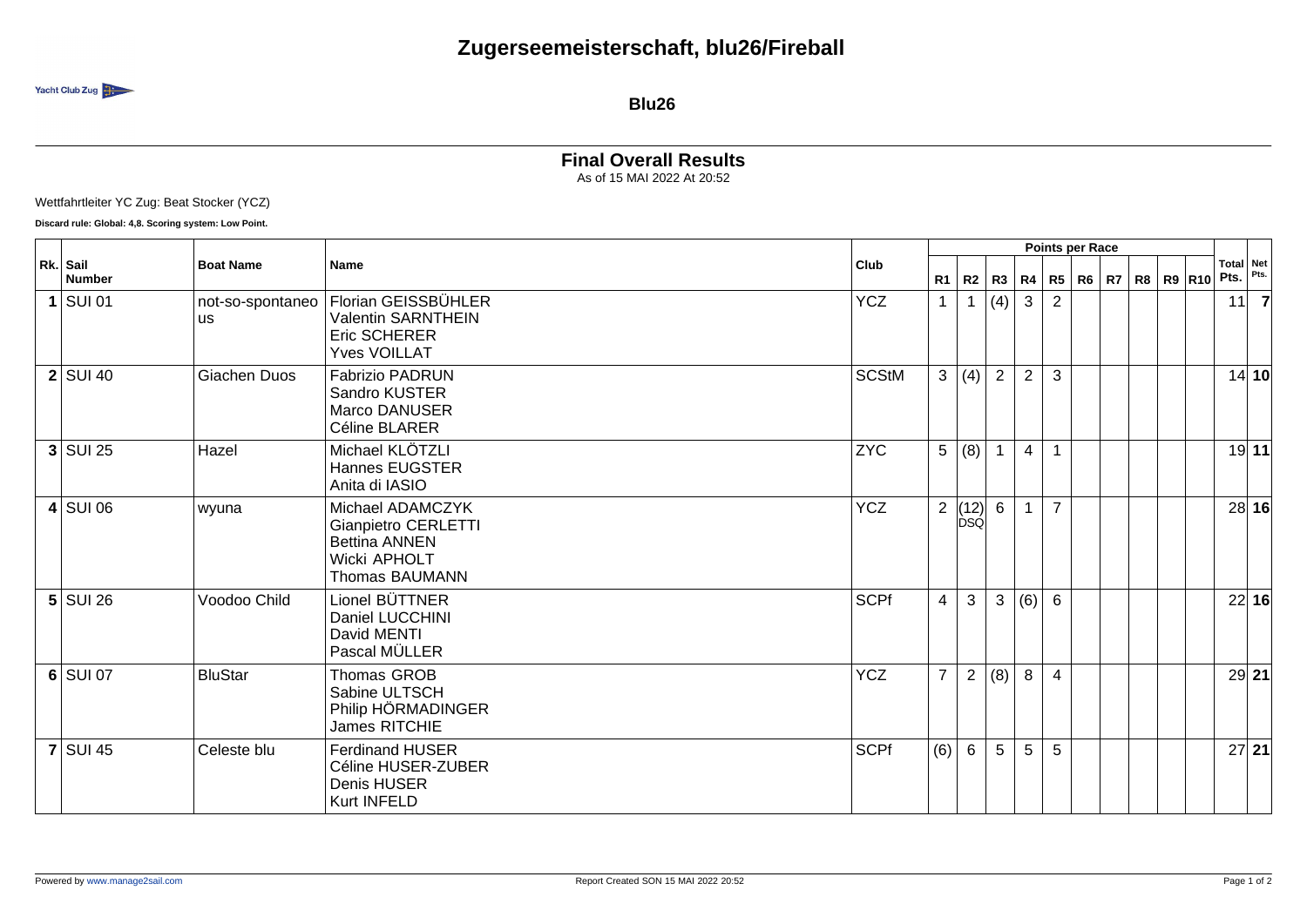# Zugerseemeisterschaft, blu26/Fireball

Yacht Club Zug

## Blu26

### Final Overall Results

As of 15 MAI 2022 At 20:52

Wettfahrtleiter YC Zug: Beat Stocker (YCZ)

**Discard rule: Global: 4,8. Scoring system: Low Point.**

| Rk. | Sail Number | Boat Name | Name | Club | R1 | R2 | R3 | R4 | R5 | R6 | R7 | R8 | R9 | R10 | Total Pts. | Net Pts. |
|---|---|---|---|---|---|---|---|---|---|---|---|---|---|---|---|---|
| **1** | SUI 01 | not-so-spontaneous | Florian GEISSBÜHLER<br>Valentin SARNTHEIN<br>Eric SCHERER<br>Yves VOILLAT | YCZ | 1 | 1 | (4) | 3 | 2 | | | | | | 11 | **7** |
| **2** | SUI 40 | Giachen Duos | Fabrizio PADRUN<br>Sandro KUSTER<br>Marco DANUSER<br>Céline BLARER | SCStM | 3 | (4) | 2 | 2 | 3 | | | | | | 14 | **10** |
| **3** | SUI 25 | Hazel | Michael KLÖTZLI<br>Hannes EUGSTER<br>Anita di IASIO | ZYC | 5 | (8) | 1 | 4 | 1 | | | | | | 19 | **11** |
| **4** | SUI 06 | wyuna | Michael ADAMCZYK<br>Gianpietro CERLETTI<br>Bettina ANNEN<br>Wicki APHOLT<br>Thomas BAUMANN | YCZ | 2 | (12) DSQ | 6 | 1 | 7 | | | | | | 28 | **16** |
| **5** | SUI 26 | Voodoo Child | Lionel BÜTTNER<br>Daniel LUCCHINI<br>David MENTI<br>Pascal MÜLLER | SCPf | 4 | 3 | 3 | (6) | 6 | | | | | | 22 | **16** |
| **6** | SUI 07 | BluStar | Thomas GROB<br>Sabine ULTSCH<br>Philip HÖRMADINGER<br>James RITCHIE | YCZ | 7 | 2 | (8) | 8 | 4 | | | | | | 29 | **21** |
| **7** | SUI 45 | Celeste blu | Ferdinand HUSER<br>Céline HUSER-ZUBER<br>Denis HUSER<br>Kurt INFELD | SCPf | (6) | 6 | 5 | 5 | 5 | | | | | | 27 | **21** |

Powered by www.manage2sail.com

Report Created SON 15 MAI 2022 20:52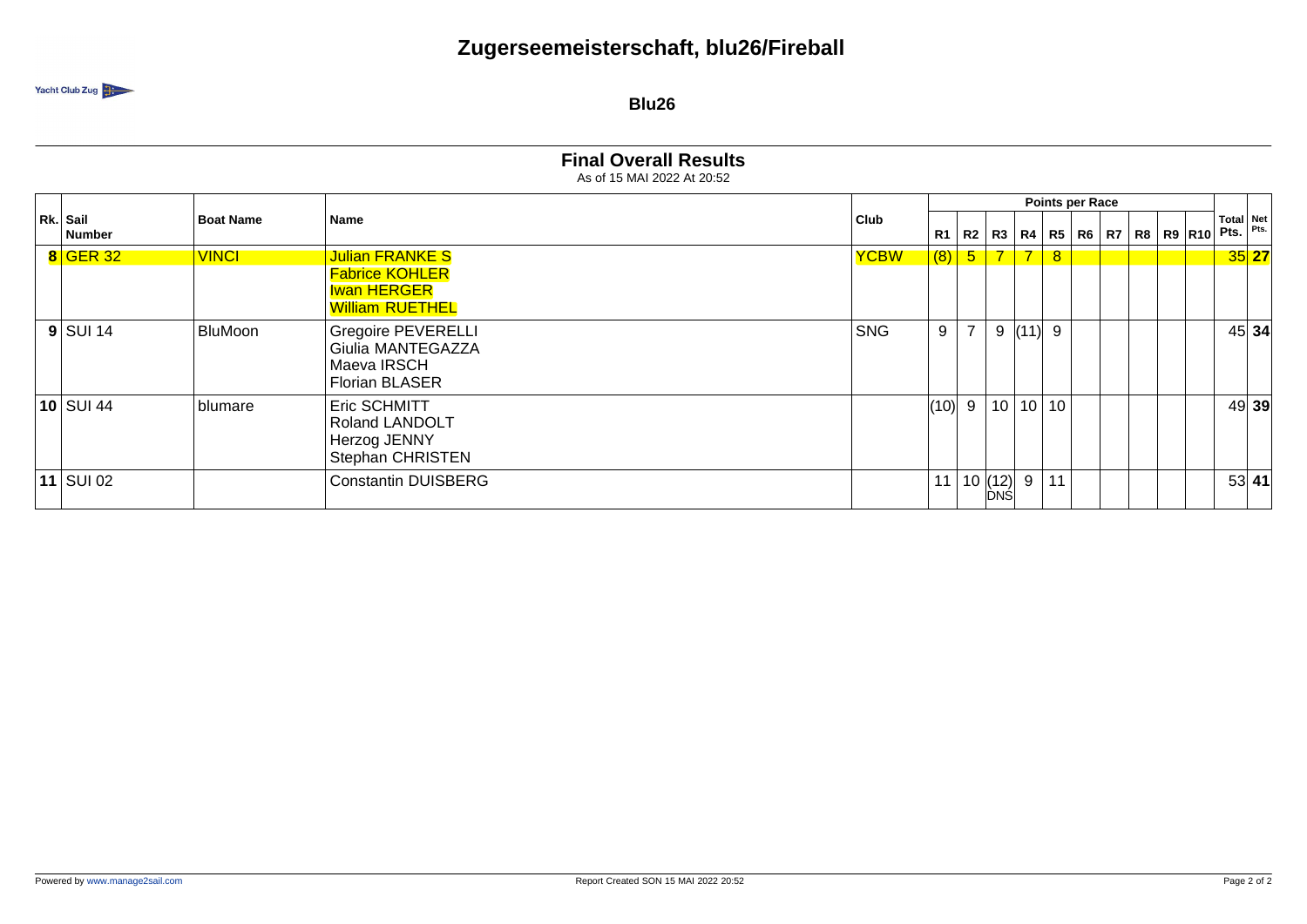# Zugerseemeisterschaft, blu26/Fireball

Yacht Club Zug

## Blu26

### Final Overall Results

As of 15 MAI 2022 At 20:52

| Rk. | Sail Number | Boat Name | Name | Club | Points per Race | | | | | | | | | | Total Pts. | Net Pts. |
|---|---|---|---|---|---|---|---|---|---|---|---|---|---|---|---|---|
| | | | | | R1 | R2 | R3 | R4 | R5 | R6 | R7 | R8 | R9 | R10 | | |
| **8** | GER 32 | VINCI | Julian FRANKE S<br>Fabrice KOHLER<br>Iwan HERGER<br>William RUETHEL | YCBW | (8) | 5 | 7 | 7 | 8 | | | | | | 35 | **27** |
| **9** | SUI 14 | BluMoon | Gregoire PEVERELLI<br>Giulia MANTEGAZZA<br>Maeva IRSCH<br>Florian BLASER | SNG | 9 | 7 | 9 | (11) | 9 | | | | | | 45 | **34** |
| **10** | SUI 44 | blumare | Eric SCHMITT<br>Roland LANDOLT<br>Herzog JENNY<br>Stephan CHRISTEN | | (10) | 9 | 10 | 10 | 10 | | | | | | 49 | **39** |
| **11** | SUI 02 | | Constantin DUISBERG | | 11 | 10 | (12) DNS | 9 | 11 | | | | | | 53 | **41** |

Powered by www.manage2sail.com

Report Created SON 15 MAI 2022 20:52